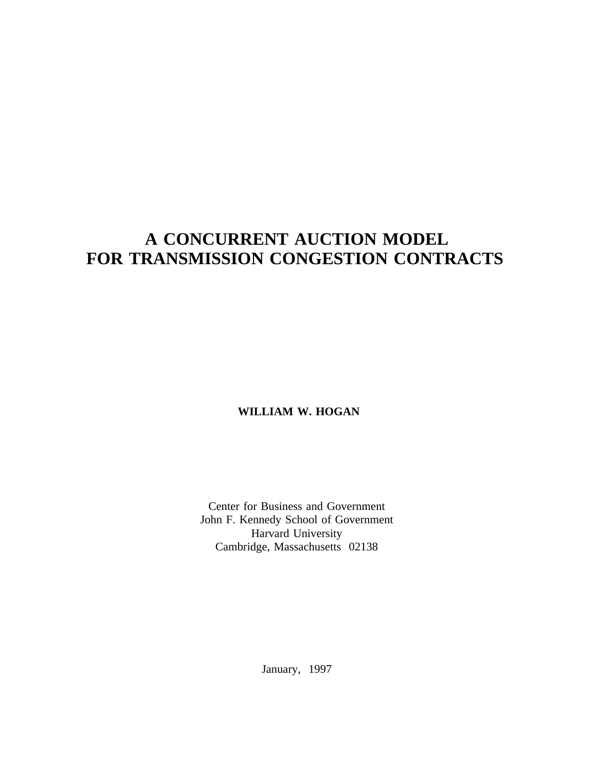# A CONCURRENT AUCTION MODEL FOR TRANSMISSION CONGESTION CONTRACTS

**WILLIAM W. HOGAN**

Center for Business and Government
John F. Kennedy School of Government
Harvard University
Cambridge, Massachusetts 02138

January, 1997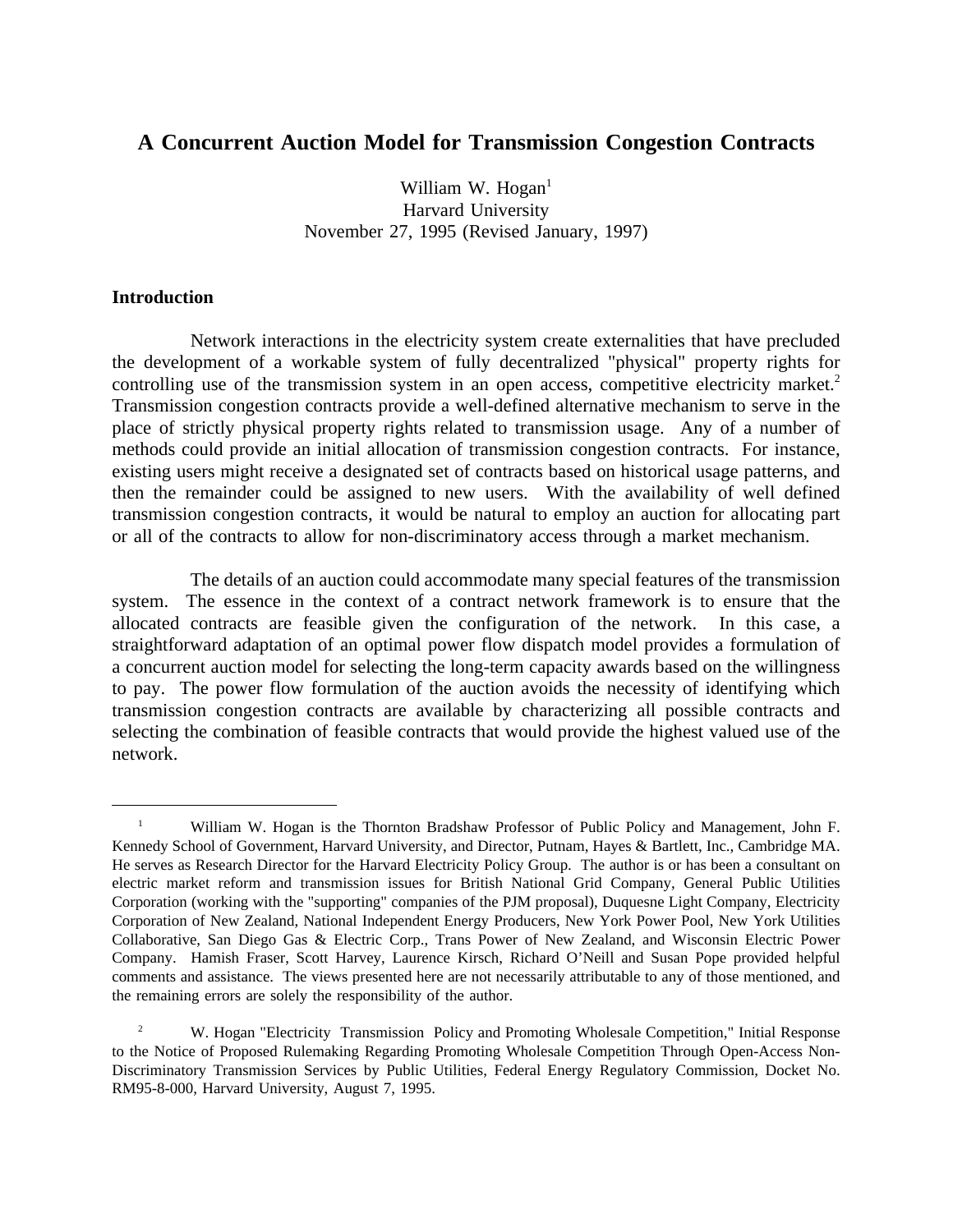# A Concurrent Auction Model for Transmission Congestion Contracts

William W. Hogan[1]
Harvard University
November 27, 1995 (Revised January, 1997)

## Introduction

Network interactions in the electricity system create externalities that have precluded the development of a workable system of fully decentralized "physical" property rights for controlling use of the transmission system in an open access, competitive electricity market.[2] Transmission congestion contracts provide a well-defined alternative mechanism to serve in the place of strictly physical property rights related to transmission usage. Any of a number of methods could provide an initial allocation of transmission congestion contracts. For instance, existing users might receive a designated set of contracts based on historical usage patterns, and then the remainder could be assigned to new users. With the availability of well defined transmission congestion contracts, it would be natural to employ an auction for allocating part or all of the contracts to allow for non-discriminatory access through a market mechanism.

The details of an auction could accommodate many special features of the transmission system. The essence in the context of a contract network framework is to ensure that the allocated contracts are feasible given the configuration of the network. In this case, a straightforward adaptation of an optimal power flow dispatch model provides a formulation of a concurrent auction model for selecting the long-term capacity awards based on the willingness to pay. The power flow formulation of the auction avoids the necessity of identifying which transmission congestion contracts are available by characterizing all possible contracts and selecting the combination of feasible contracts that would provide the highest valued use of the network.

---

[1] William W. Hogan is the Thornton Bradshaw Professor of Public Policy and Management, John F. Kennedy School of Government, Harvard University, and Director, Putnam, Hayes & Bartlett, Inc., Cambridge MA. He serves as Research Director for the Harvard Electricity Policy Group. The author is or has been a consultant on electric market reform and transmission issues for British National Grid Company, General Public Utilities Corporation (working with the "supporting" companies of the PJM proposal), Duquesne Light Company, Electricity Corporation of New Zealand, National Independent Energy Producers, New York Power Pool, New York Utilities Collaborative, San Diego Gas & Electric Corp., Trans Power of New Zealand, and Wisconsin Electric Power Company. Hamish Fraser, Scott Harvey, Laurence Kirsch, Richard O'Neill and Susan Pope provided helpful comments and assistance. The views presented here are not necessarily attributable to any of those mentioned, and the remaining errors are solely the responsibility of the author.

[2] W. Hogan "Electricity Transmission Policy and Promoting Wholesale Competition," Initial Response to the Notice of Proposed Rulemaking Regarding Promoting Wholesale Competition Through Open-Access Non-Discriminatory Transmission Services by Public Utilities, Federal Energy Regulatory Commission, Docket No. RM95-8-000, Harvard University, August 7, 1995.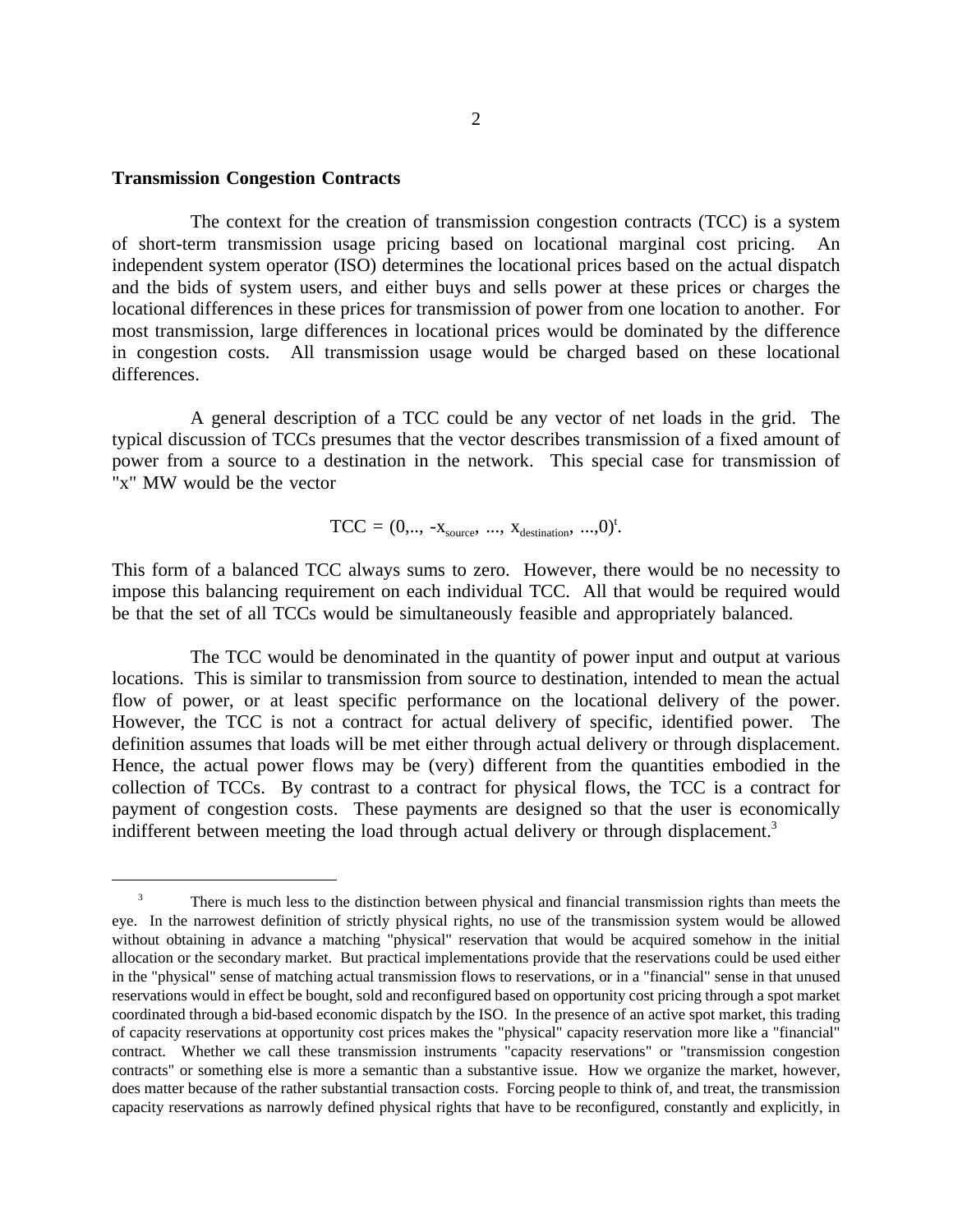**Transmission Congestion Contracts**

The context for the creation of transmission congestion contracts (TCC) is a system of short-term transmission usage pricing based on locational marginal cost pricing. An independent system operator (ISO) determines the locational prices based on the actual dispatch and the bids of system users, and either buys and sells power at these prices or charges the locational differences in these prices for transmission of power from one location to another. For most transmission, large differences in locational prices would be dominated by the difference in congestion costs. All transmission usage would be charged based on these locational differences.

A general description of a TCC could be any vector of net loads in the grid. The typical discussion of TCCs presumes that the vector describes transmission of a fixed amount of power from a source to a destination in the network. This special case for transmission of "x" MW would be the vector

$$TCC = (0,.., -x_{source}, ..., x_{destination}, ...,0)^t.$$

This form of a balanced TCC always sums to zero. However, there would be no necessity to impose this balancing requirement on each individual TCC. All that would be required would be that the set of all TCCs would be simultaneously feasible and appropriately balanced.

The TCC would be denominated in the quantity of power input and output at various locations. This is similar to transmission from source to destination, intended to mean the actual flow of power, or at least specific performance on the locational delivery of the power. However, the TCC is not a contract for actual delivery of specific, identified power. The definition assumes that loads will be met either through actual delivery or through displacement. Hence, the actual power flows may be (very) different from the quantities embodied in the collection of TCCs. By contrast to a contract for physical flows, the TCC is a contract for payment of congestion costs. These payments are designed so that the user is economically indifferent between meeting the load through actual delivery or through displacement.[3]

---

[3] There is much less to the distinction between physical and financial transmission rights than meets the eye. In the narrowest definition of strictly physical rights, no use of the transmission system would be allowed without obtaining in advance a matching "physical" reservation that would be acquired somehow in the initial allocation or the secondary market. But practical implementations provide that the reservations could be used either in the "physical" sense of matching actual transmission flows to reservations, or in a "financial" sense in that unused reservations would in effect be bought, sold and reconfigured based on opportunity cost pricing through a spot market coordinated through a bid-based economic dispatch by the ISO. In the presence of an active spot market, this trading of capacity reservations at opportunity cost prices makes the "physical" capacity reservation more like a "financial" contract. Whether we call these transmission instruments "capacity reservations" or "transmission congestion contracts" or something else is more a semantic than a substantive issue. How we organize the market, however, does matter because of the rather substantial transaction costs. Forcing people to think of, and treat, the transmission capacity reservations as narrowly defined physical rights that have to be reconfigured, constantly and explicitly, in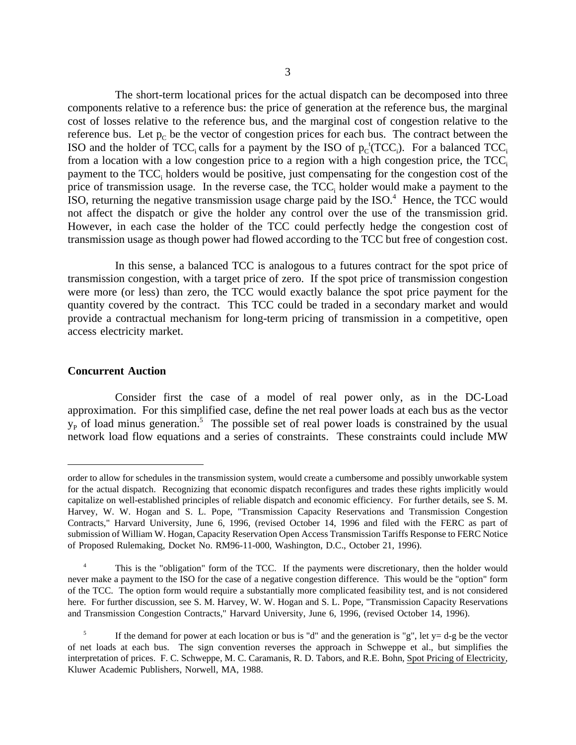The short-term locational prices for the actual dispatch can be decomposed into three components relative to a reference bus: the price of generation at the reference bus, the marginal cost of losses relative to the reference bus, and the marginal cost of congestion relative to the reference bus. Let $p_C$ be the vector of congestion prices for each bus. The contract between the ISO and the holder of $TCC_i$ calls for a payment by the ISO of $p_C^t(TCC_i)$. For a balanced $TCC_i$ from a location with a low congestion price to a region with a high congestion price, the $TCC_i$ payment to the $TCC_i$ holders would be positive, just compensating for the congestion cost of the price of transmission usage. In the reverse case, the $TCC_i$ holder would make a payment to the ISO, returning the negative transmission usage charge paid by the ISO.[4] Hence, the TCC would not affect the dispatch or give the holder any control over the use of the transmission grid. However, in each case the holder of the TCC could perfectly hedge the congestion cost of transmission usage as though power had flowed according to the TCC but free of congestion cost.

In this sense, a balanced TCC is analogous to a futures contract for the spot price of transmission congestion, with a target price of zero. If the spot price of transmission congestion were more (or less) than zero, the TCC would exactly balance the spot price payment for the quantity covered by the contract. This TCC could be traded in a secondary market and would provide a contractual mechanism for long-term pricing of transmission in a competitive, open access electricity market.

**Concurrent Auction**

Consider first the case of a model of real power only, as in the DC-Load approximation. For this simplified case, define the net real power loads at each bus as the vector $y_P$ of load minus generation.[5] The possible set of real power loads is constrained by the usual network load flow equations and a series of constraints. These constraints could include MW

---

order to allow for schedules in the transmission system, would create a cumbersome and possibly unworkable system for the actual dispatch. Recognizing that economic dispatch reconfigures and trades these rights implicitly would capitalize on well-established principles of reliable dispatch and economic efficiency. For further details, see S. M. Harvey, W. W. Hogan and S. L. Pope, "Transmission Capacity Reservations and Transmission Congestion Contracts," Harvard University, June 6, 1996, (revised October 14, 1996 and filed with the FERC as part of submission of William W. Hogan, Capacity Reservation Open Access Transmission Tariffs Response to FERC Notice of Proposed Rulemaking, Docket No. RM96-11-000, Washington, D.C., October 21, 1996).

[4] This is the "obligation" form of the TCC. If the payments were discretionary, then the holder would never make a payment to the ISO for the case of a negative congestion difference. This would be the "option" form of the TCC. The option form would require a substantially more complicated feasibility test, and is not considered here. For further discussion, see S. M. Harvey, W. W. Hogan and S. L. Pope, "Transmission Capacity Reservations and Transmission Congestion Contracts," Harvard University, June 6, 1996, (revised October 14, 1996).

[5] If the demand for power at each location or bus is "d" and the generation is "g", let $y = d - g$ be the vector of net loads at each bus. The sign convention reverses the approach in Schweppe et al., but simplifies the interpretation of prices. F. C. Schweppe, M. C. Caramanis, R. D. Tabors, and R.E. Bohn, Spot Pricing of Electricity, Kluwer Academic Publishers, Norwell, MA, 1988.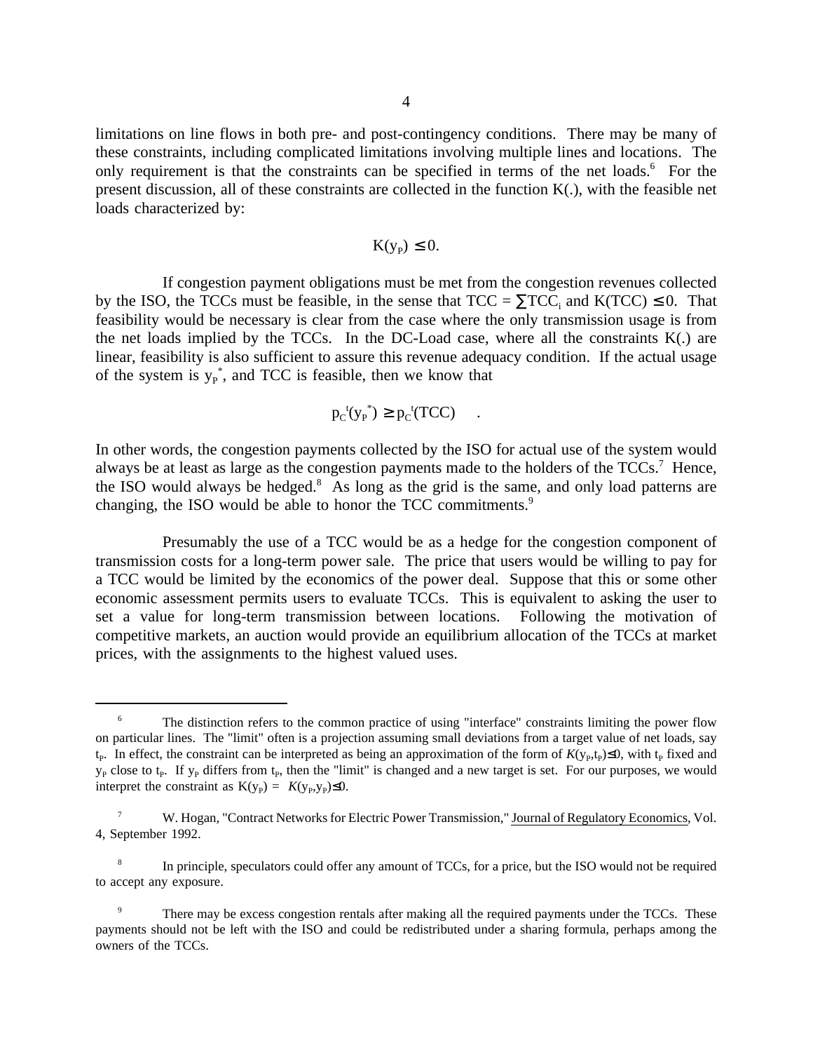limitations on line flows in both pre- and post-contingency conditions. There may be many of these constraints, including complicated limitations involving multiple lines and locations. The only requirement is that the constraints can be specified in terms of the net loads.[6] For the present discussion, all of these constraints are collected in the function K(.), with the feasible net loads characterized by:

$$K(y_P) \leq 0.$$

If congestion payment obligations must be met from the congestion revenues collected by the ISO, the TCCs must be feasible, in the sense that $TCC = \sum TCC_i$ and $K(TCC) \leq 0$. That feasibility would be necessary is clear from the case where the only transmission usage is from the net loads implied by the TCCs. In the DC-Load case, where all the constraints K(.) are linear, feasibility is also sufficient to assure this revenue adequacy condition. If the actual usage of the system is $y_P^*$, and TCC is feasible, then we know that

$$p_C^t(y_P^*) \geq p_C^t(TCC) \quad .$$

In other words, the congestion payments collected by the ISO for actual use of the system would always be at least as large as the congestion payments made to the holders of the TCCs.[7] Hence, the ISO would always be hedged.[8] As long as the grid is the same, and only load patterns are changing, the ISO would be able to honor the TCC commitments.[9]

Presumably the use of a TCC would be as a hedge for the congestion component of transmission costs for a long-term power sale. The price that users would be willing to pay for a TCC would be limited by the economics of the power deal. Suppose that this or some other economic assessment permits users to evaluate TCCs. This is equivalent to asking the user to set a value for long-term transmission between locations. Following the motivation of competitive markets, an auction would provide an equilibrium allocation of the TCCs at market prices, with the assignments to the highest valued uses.

---

[6] The distinction refers to the common practice of using "interface" constraints limiting the power flow on particular lines. The "limit" often is a projection assuming small deviations from a target value of net loads, say $t_P$. In effect, the constraint can be interpreted as being an approximation of the form of $\mathcal{K}(y_P,t_P)\leq 0$, with $t_P$ fixed and $y_P$ close to $t_P$. If $y_P$ differs from $t_P$, then the "limit" is changed and a new target is set. For our purposes, we would interpret the constraint as $K(y_P) = \mathcal{K}(y_P,y_P)\leq 0$.

[7] W. Hogan, "Contract Networks for Electric Power Transmission," Journal of Regulatory Economics, Vol. 4, September 1992.

[8] In principle, speculators could offer any amount of TCCs, for a price, but the ISO would not be required to accept any exposure.

[9] There may be excess congestion rentals after making all the required payments under the TCCs. These payments should not be left with the ISO and could be redistributed under a sharing formula, perhaps among the owners of the TCCs.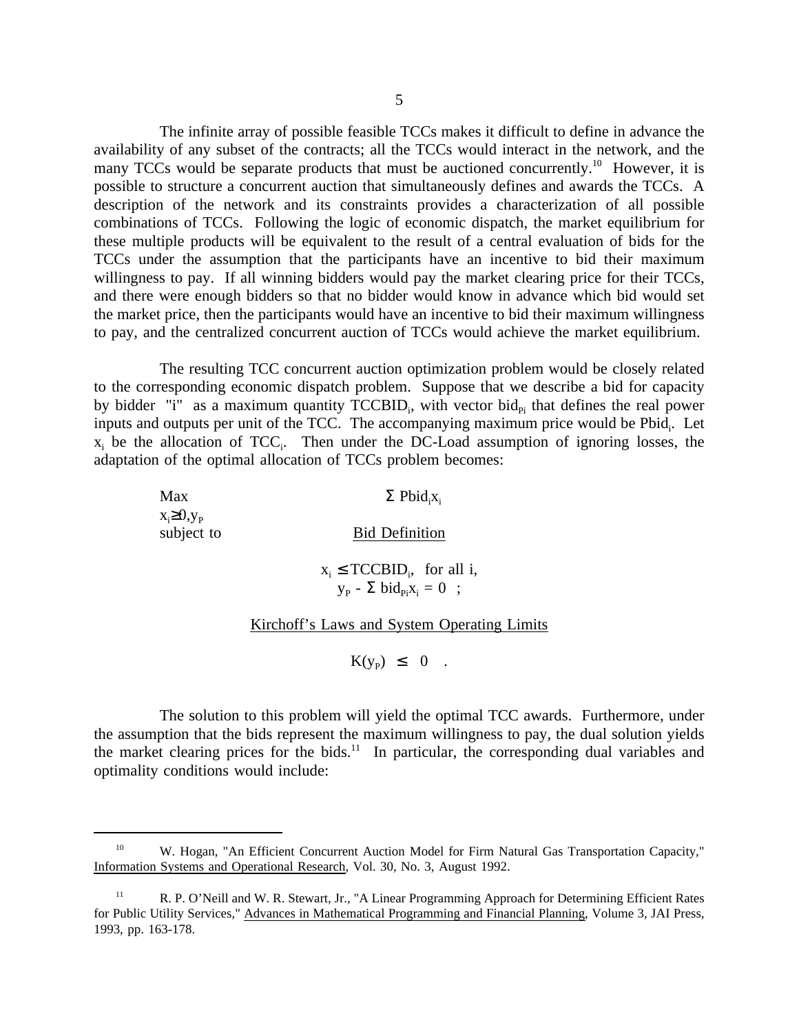The infinite array of possible feasible TCCs makes it difficult to define in advance the availability of any subset of the contracts; all the TCCs would interact in the network, and the many TCCs would be separate products that must be auctioned concurrently.[10] However, it is possible to structure a concurrent auction that simultaneously defines and awards the TCCs. A description of the network and its constraints provides a characterization of all possible combinations of TCCs. Following the logic of economic dispatch, the market equilibrium for these multiple products will be equivalent to the result of a central evaluation of bids for the TCCs under the assumption that the participants have an incentive to bid their maximum willingness to pay. If all winning bidders would pay the market clearing price for their TCCs, and there were enough bidders so that no bidder would know in advance which bid would set the market price, then the participants would have an incentive to bid their maximum willingness to pay, and the centralized concurrent auction of TCCs would achieve the market equilibrium.

The resulting TCC concurrent auction optimization problem would be closely related to the corresponding economic dispatch problem. Suppose that we describe a bid for capacity by bidder "i" as a maximum quantity $TCCBID_i$, with vector $bid_{Pi}$ that defines the real power inputs and outputs per unit of the TCC. The accompanying maximum price would be $Pbid_i$. Let $x_i$ be the allocation of $TCC_i$. Then under the DC-Load assumption of ignoring losses, the adaptation of the optimal allocation of TCCs problem becomes:

$$\max_{x_i \geq 0, y_P} \quad \Sigma \, Pbid_i x_i$$

subject to &nbsp;&nbsp;&nbsp; Bid Definition

$$x_i \leq TCCBID_i, \quad \text{for all } i,$$
$$y_P - \Sigma \, bid_{Pi} x_i = 0 \quad ;$$

Kirchoff's Laws and System Operating Limits

$$K(y_P) \leq 0 \quad .$$

The solution to this problem will yield the optimal TCC awards. Furthermore, under the assumption that the bids represent the maximum willingness to pay, the dual solution yields the market clearing prices for the bids.[11] In particular, the corresponding dual variables and optimality conditions would include:

---

[10] W. Hogan, "An Efficient Concurrent Auction Model for Firm Natural Gas Transportation Capacity," Information Systems and Operational Research, Vol. 30, No. 3, August 1992.

[11] R. P. O'Neill and W. R. Stewart, Jr., "A Linear Programming Approach for Determining Efficient Rates for Public Utility Services," Advances in Mathematical Programming and Financial Planning, Volume 3, JAI Press, 1993, pp. 163-178.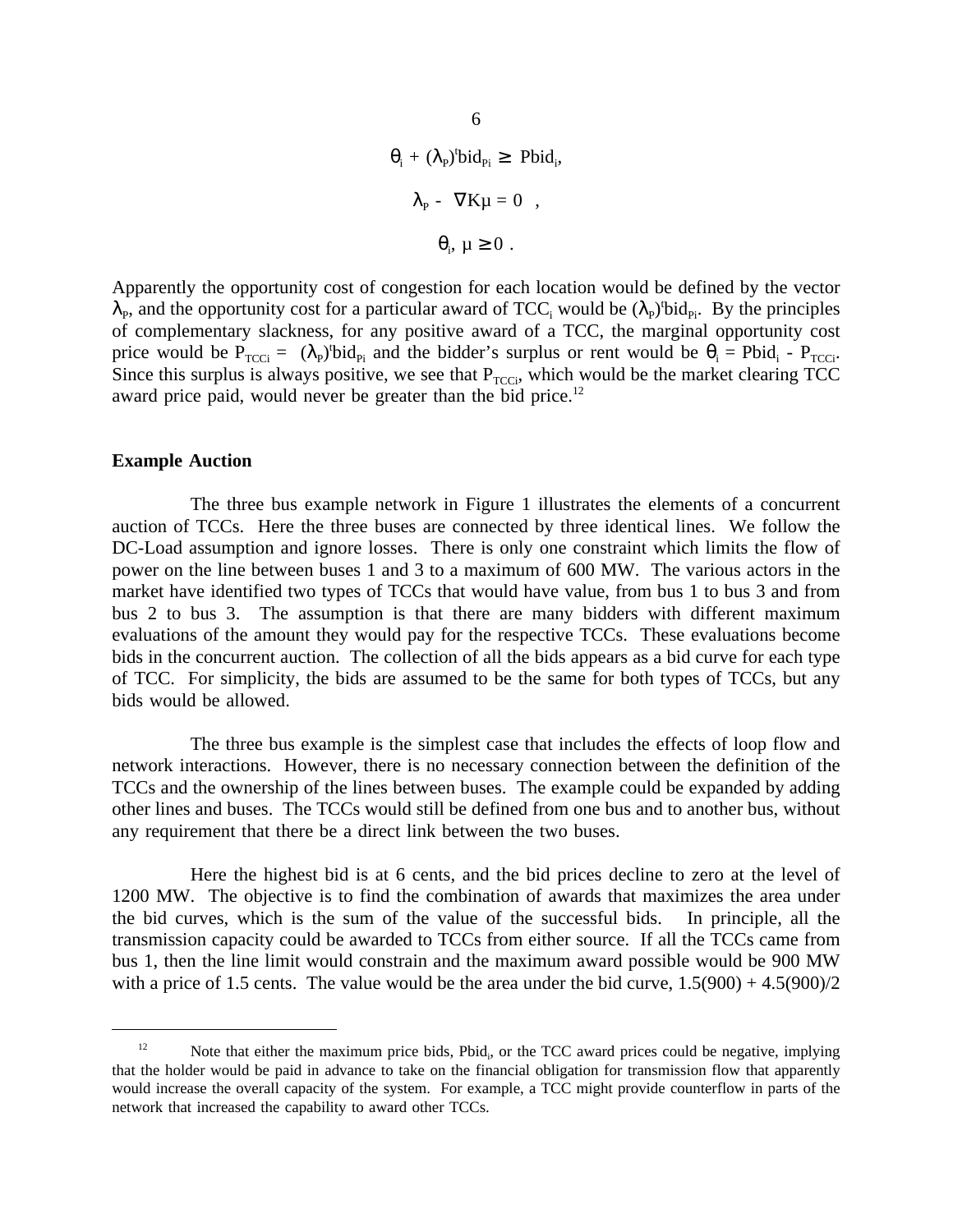$$\theta_i + (\lambda_P)^t bid_{Pi} \geq Pbid_i,$$

$$\lambda_P - \nabla K\mu = 0 \quad ,$$

$$\theta_i, \mu \geq 0 \; .$$

Apparently the opportunity cost of congestion for each location would be defined by the vector $\lambda_P$, and the opportunity cost for a particular award of $TCC_i$ would be $(\lambda_P)^t bid_{Pi}$. By the principles of complementary slackness, for any positive award of a TCC, the marginal opportunity cost price would be $P_{TCCi} = (\lambda_P)^t bid_{Pi}$ and the bidder's surplus or rent would be $\theta_i = Pbid_i - P_{TCCi}$. Since this surplus is always positive, we see that $P_{TCCi}$, which would be the market clearing TCC award price paid, would never be greater than the bid price.[12]

**Example Auction**

The three bus example network in Figure 1 illustrates the elements of a concurrent auction of TCCs. Here the three buses are connected by three identical lines. We follow the DC-Load assumption and ignore losses. There is only one constraint which limits the flow of power on the line between buses 1 and 3 to a maximum of 600 MW. The various actors in the market have identified two types of TCCs that would have value, from bus 1 to bus 3 and from bus 2 to bus 3. The assumption is that there are many bidders with different maximum evaluations of the amount they would pay for the respective TCCs. These evaluations become bids in the concurrent auction. The collection of all the bids appears as a bid curve for each type of TCC. For simplicity, the bids are assumed to be the same for both types of TCCs, but any bids would be allowed.

The three bus example is the simplest case that includes the effects of loop flow and network interactions. However, there is no necessary connection between the definition of the TCCs and the ownership of the lines between buses. The example could be expanded by adding other lines and buses. The TCCs would still be defined from one bus and to another bus, without any requirement that there be a direct link between the two buses.

Here the highest bid is at 6 cents, and the bid prices decline to zero at the level of 1200 MW. The objective is to find the combination of awards that maximizes the area under the bid curves, which is the sum of the value of the successful bids. In principle, all the transmission capacity could be awarded to TCCs from either source. If all the TCCs came from bus 1, then the line limit would constrain and the maximum award possible would be 900 MW with a price of 1.5 cents. The value would be the area under the bid curve, 1.5(900) + 4.5(900)/2

---

[12] Note that either the maximum price bids, $Pbid_i$, or the TCC award prices could be negative, implying that the holder would be paid in advance to take on the financial obligation for transmission flow that apparently would increase the overall capacity of the system. For example, a TCC might provide counterflow in parts of the network that increased the capability to award other TCCs.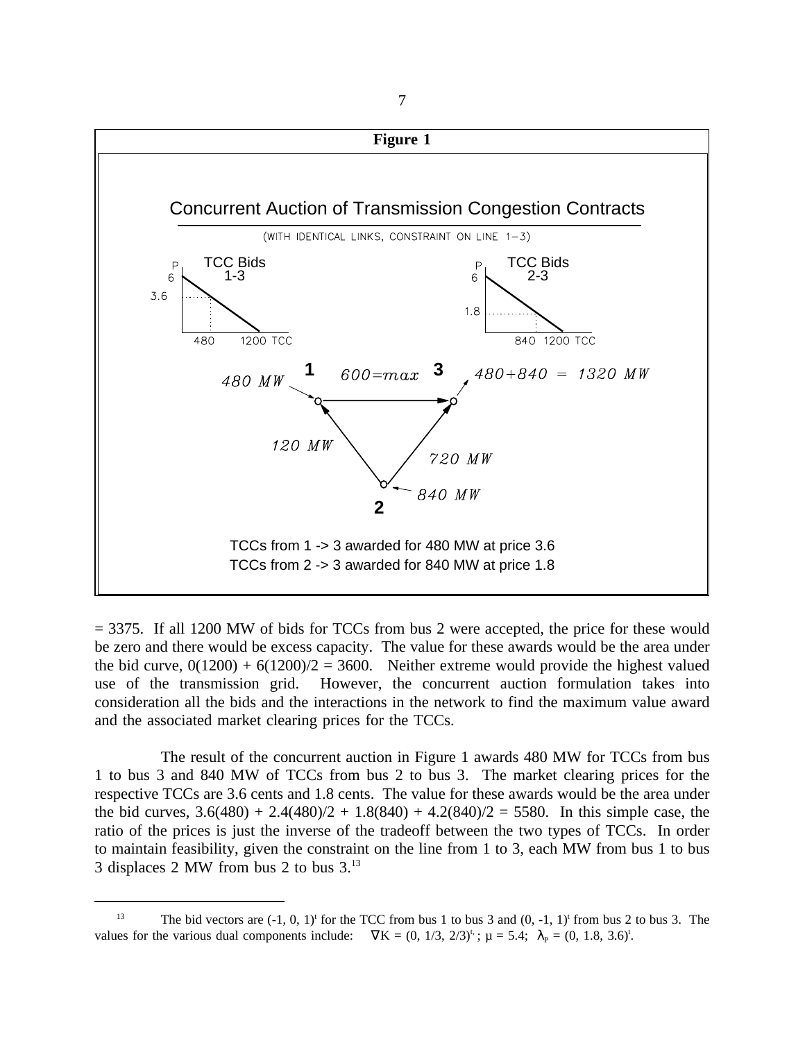**Figure 1**

Concurrent Auction of Transmission Congestion Contracts

(WITH IDENTICAL LINKS, CONSTRAINT ON LINE 1−3)

TCC Bids 1-3

TCC Bids 2-3

TCCs from 1 -> 3 awarded for 480 MW at price 3.6
TCCs from 2 -> 3 awarded for 840 MW at price 1.8

= 3375. If all 1200 MW of bids for TCCs from bus 2 were accepted, the price for these would be zero and there would be excess capacity. The value for these awards would be the area under the bid curve, 0(1200) + 6(1200)/2 = 3600. Neither extreme would provide the highest valued use of the transmission grid. However, the concurrent auction formulation takes into consideration all the bids and the interactions in the network to find the maximum value award and the associated market clearing prices for the TCCs.

The result of the concurrent auction in Figure 1 awards 480 MW for TCCs from bus 1 to bus 3 and 840 MW of TCCs from bus 2 to bus 3. The market clearing prices for the respective TCCs are 3.6 cents and 1.8 cents. The value for these awards would be the area under the bid curves, 3.6(480) + 2.4(480)/2 + 1.8(840) + 4.2(840)/2 = 5580. In this simple case, the ratio of the prices is just the inverse of the tradeoff between the two types of TCCs. In order to maintain feasibility, given the constraint on the line from 1 to 3, each MW from bus 1 to bus 3 displaces 2 MW from bus 2 to bus 3.[13]

---

[13] The bid vectors are $(-1, 0, 1)^t$ for the TCC from bus 1 to bus 3 and $(0, -1, 1)^t$ from bus 2 to bus 3. The values for the various dual components include: $\nabla K = (0, 1/3, 2/3)^t$; $\mu = 5.4$; $\lambda_P = (0, 1.8, 3.6)^t$.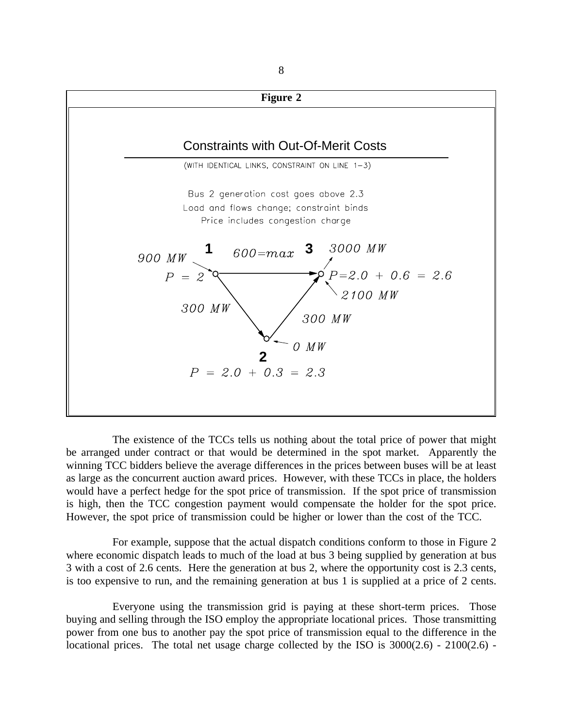**Figure 2**

Constraints with Out-Of-Merit Costs

(WITH IDENTICAL LINKS, CONSTRAINT ON LINE 1–3)

Bus 2 generation cost goes above 2.3

Load and flows change; constraint binds

Price includes congestion charge

1 — 900 MW, P = 2

3 — 3000 MW, P = 2.0 + 0.6 = 2.6, 2100 MW

2 — 0 MW, P = 2.0 + 0.3 = 2.3

Line 1–3: 600 = max; Line 1–2: 300 MW; Line 2–3: 300 MW

The existence of the TCCs tells us nothing about the total price of power that might be arranged under contract or that would be determined in the spot market. Apparently the winning TCC bidders believe the average differences in the prices between buses will be at least as large as the concurrent auction award prices. However, with these TCCs in place, the holders would have a perfect hedge for the spot price of transmission. If the spot price of transmission is high, then the TCC congestion payment would compensate the holder for the spot price. However, the spot price of transmission could be higher or lower than the cost of the TCC.

For example, suppose that the actual dispatch conditions conform to those in Figure 2 where economic dispatch leads to much of the load at bus 3 being supplied by generation at bus 3 with a cost of 2.6 cents. Here the generation at bus 2, where the opportunity cost is 2.3 cents, is too expensive to run, and the remaining generation at bus 1 is supplied at a price of 2 cents.

Everyone using the transmission grid is paying at these short-term prices. Those buying and selling through the ISO employ the appropriate locational prices. Those transmitting power from one bus to another pay the spot price of transmission equal to the difference in the locational prices. The total net usage charge collected by the ISO is 3000(2.6) - 2100(2.6) -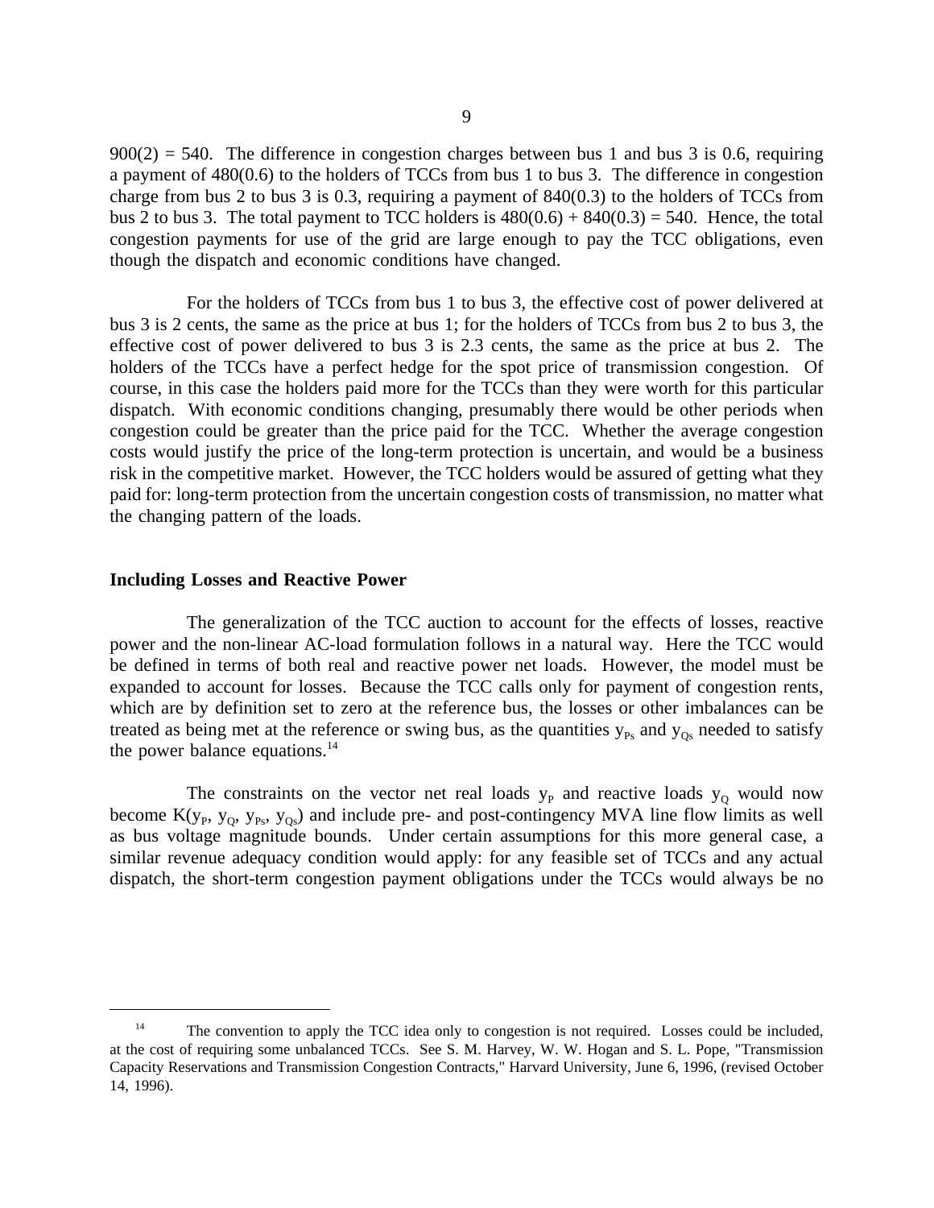$900(2) = 540$. The difference in congestion charges between bus 1 and bus 3 is 0.6, requiring a payment of 480(0.6) to the holders of TCCs from bus 1 to bus 3. The difference in congestion charge from bus 2 to bus 3 is 0.3, requiring a payment of 840(0.3) to the holders of TCCs from bus 2 to bus 3. The total payment to TCC holders is $480(0.6) + 840(0.3) = 540$. Hence, the total congestion payments for use of the grid are large enough to pay the TCC obligations, even though the dispatch and economic conditions have changed.

For the holders of TCCs from bus 1 to bus 3, the effective cost of power delivered at bus 3 is 2 cents, the same as the price at bus 1; for the holders of TCCs from bus 2 to bus 3, the effective cost of power delivered to bus 3 is 2.3 cents, the same as the price at bus 2. The holders of the TCCs have a perfect hedge for the spot price of transmission congestion. Of course, in this case the holders paid more for the TCCs than they were worth for this particular dispatch. With economic conditions changing, presumably there would be other periods when congestion could be greater than the price paid for the TCC. Whether the average congestion costs would justify the price of the long-term protection is uncertain, and would be a business risk in the competitive market. However, the TCC holders would be assured of getting what they paid for: long-term protection from the uncertain congestion costs of transmission, no matter what the changing pattern of the loads.

**Including Losses and Reactive Power**

The generalization of the TCC auction to account for the effects of losses, reactive power and the non-linear AC-load formulation follows in a natural way. Here the TCC would be defined in terms of both real and reactive power net loads. However, the model must be expanded to account for losses. Because the TCC calls only for payment of congestion rents, which are by definition set to zero at the reference bus, the losses or other imbalances can be treated as being met at the reference or swing bus, as the quantities $y_{Ps}$ and $y_{Qs}$ needed to satisfy the power balance equations.[14]

The constraints on the vector net real loads $y_P$ and reactive loads $y_Q$ would now become $K(y_P, y_Q, y_{Ps}, y_{Qs})$ and include pre- and post-contingency MVA line flow limits as well as bus voltage magnitude bounds. Under certain assumptions for this more general case, a similar revenue adequacy condition would apply: for any feasible set of TCCs and any actual dispatch, the short-term congestion payment obligations under the TCCs would always be no

---

[14] The convention to apply the TCC idea only to congestion is not required. Losses could be included, at the cost of requiring some unbalanced TCCs. See S. M. Harvey, W. W. Hogan and S. L. Pope, "Transmission Capacity Reservations and Transmission Congestion Contracts," Harvard University, June 6, 1996, (revised October 14, 1996).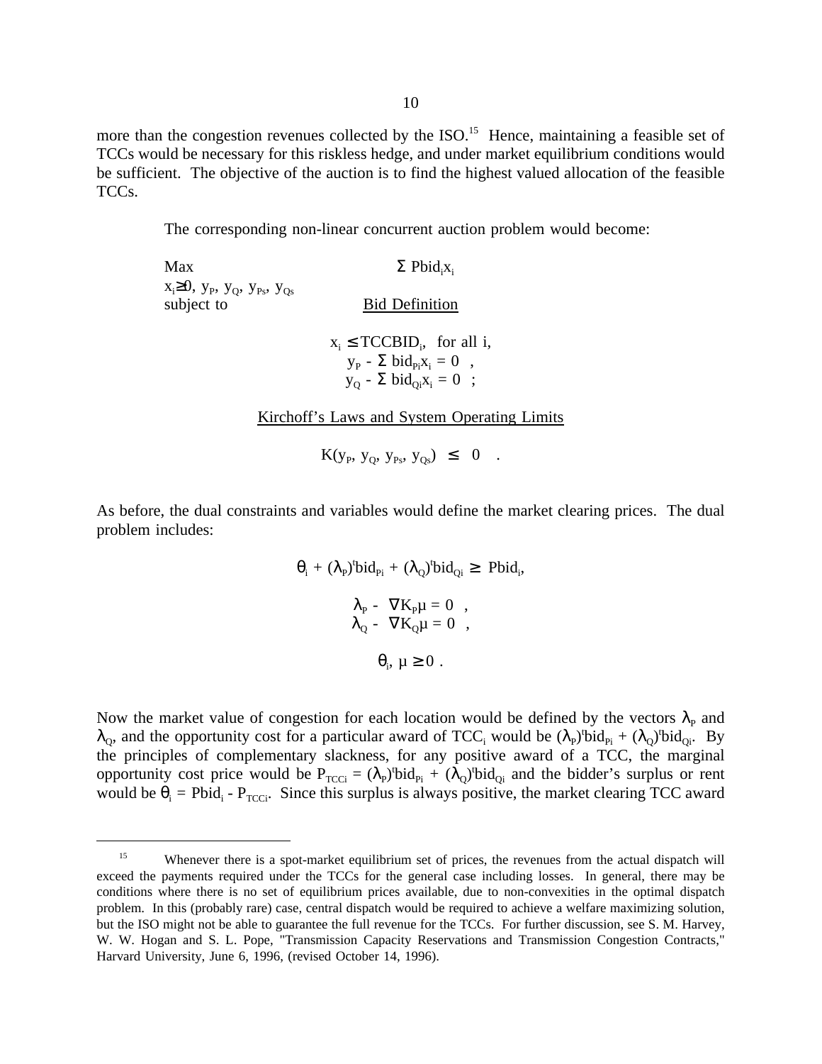more than the congestion revenues collected by the ISO.[15] Hence, maintaining a feasible set of TCCs would be necessary for this riskless hedge, and under market equilibrium conditions would be sufficient. The objective of the auction is to find the highest valued allocation of the feasible TCCs.

The corresponding non-linear concurrent auction problem would become:

$$\max_{x_i \geq 0,\, y_P,\, y_Q,\, y_{Ps},\, y_{Qs}} \quad \Sigma\, Pbid_i x_i$$

subject to

<u>Bid Definition</u>

$$x_i \leq TCCBID_i, \quad \text{for all } i,$$
$$y_P - \Sigma\, bid_{Pi} x_i = 0 \quad ,$$
$$y_Q - \Sigma\, bid_{Qi} x_i = 0 \quad ;$$

<u>Kirchoff's Laws and System Operating Limits</u>

$$K(y_P, y_Q, y_{Ps}, y_{Qs}) \leq 0 \quad .$$

As before, the dual constraints and variables would define the market clearing prices. The dual problem includes:

$$\theta_i + (\lambda_P)^t bid_{Pi} + (\lambda_Q)^t bid_{Qi} \geq Pbid_i,$$

$$\lambda_P - \nabla K_P \mu = 0 \quad ,$$
$$\lambda_Q - \nabla K_Q \mu = 0 \quad ,$$

$$\theta_i,\ \mu \geq 0 \ .$$

Now the market value of congestion for each location would be defined by the vectors $\lambda_P$ and $\lambda_Q$, and the opportunity cost for a particular award of $TCC_i$ would be $(\lambda_P)^t bid_{Pi} + (\lambda_Q)^t bid_{Qi}$. By the principles of complementary slackness, for any positive award of a TCC, the marginal opportunity cost price would be $P_{TCCi} = (\lambda_P)^t bid_{Pi} + (\lambda_Q)^t bid_{Qi}$ and the bidder's surplus or rent would be $\theta_i = Pbid_i - P_{TCCi}$. Since this surplus is always positive, the market clearing TCC award

[15] Whenever there is a spot-market equilibrium set of prices, the revenues from the actual dispatch will exceed the payments required under the TCCs for the general case including losses. In general, there may be conditions where there is no set of equilibrium prices available, due to non-convexities in the optimal dispatch problem. In this (probably rare) case, central dispatch would be required to achieve a welfare maximizing solution, but the ISO might not be able to guarantee the full revenue for the TCCs. For further discussion, see S. M. Harvey, W. W. Hogan and S. L. Pope, "Transmission Capacity Reservations and Transmission Congestion Contracts," Harvard University, June 6, 1996, (revised October 14, 1996).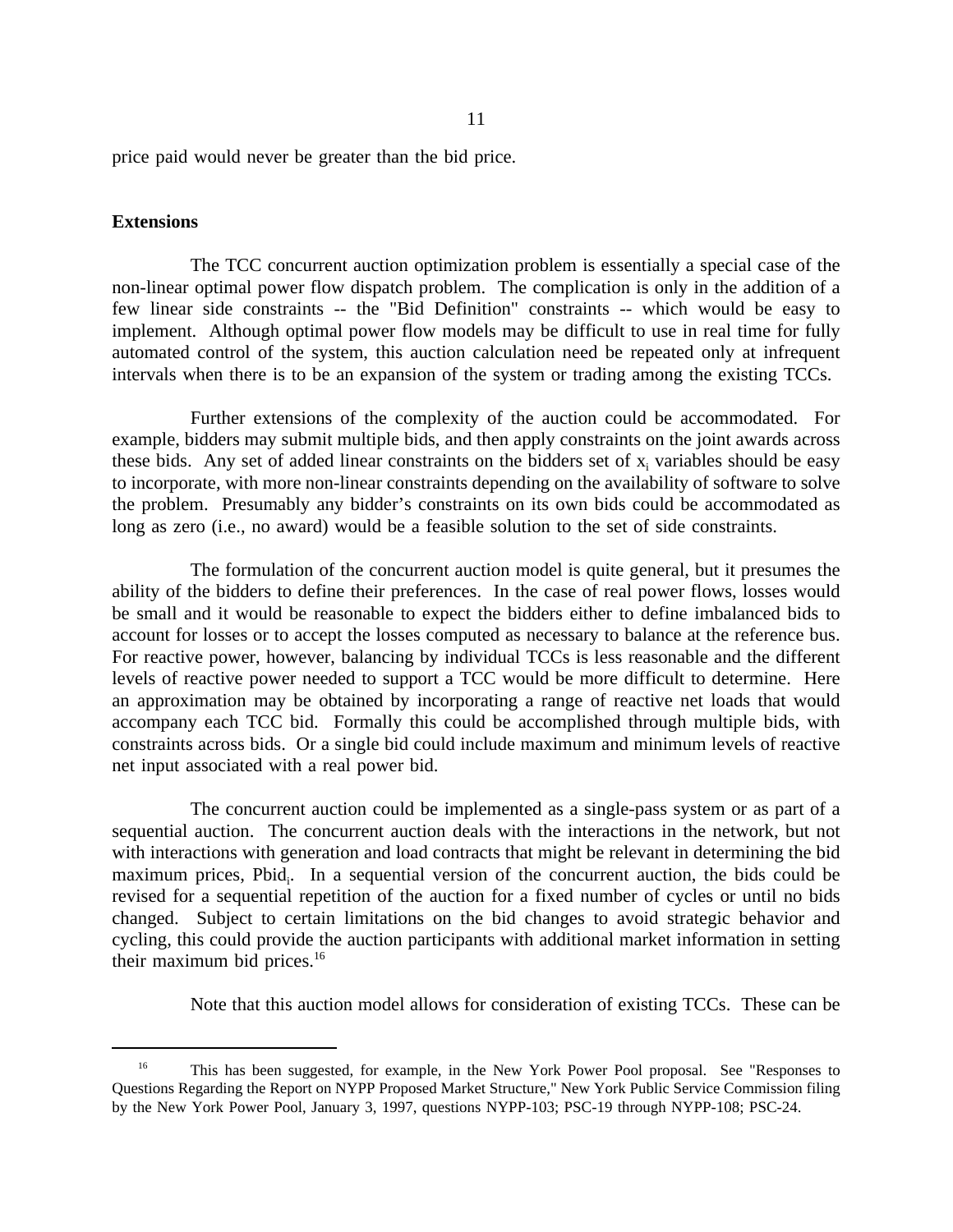price paid would never be greater than the bid price.

**Extensions**

The TCC concurrent auction optimization problem is essentially a special case of the non-linear optimal power flow dispatch problem. The complication is only in the addition of a few linear side constraints -- the "Bid Definition" constraints -- which would be easy to implement. Although optimal power flow models may be difficult to use in real time for fully automated control of the system, this auction calculation need be repeated only at infrequent intervals when there is to be an expansion of the system or trading among the existing TCCs.

Further extensions of the complexity of the auction could be accommodated. For example, bidders may submit multiple bids, and then apply constraints on the joint awards across these bids. Any set of added linear constraints on the bidders set of $x_i$ variables should be easy to incorporate, with more non-linear constraints depending on the availability of software to solve the problem. Presumably any bidder's constraints on its own bids could be accommodated as long as zero (i.e., no award) would be a feasible solution to the set of side constraints.

The formulation of the concurrent auction model is quite general, but it presumes the ability of the bidders to define their preferences. In the case of real power flows, losses would be small and it would be reasonable to expect the bidders either to define imbalanced bids to account for losses or to accept the losses computed as necessary to balance at the reference bus. For reactive power, however, balancing by individual TCCs is less reasonable and the different levels of reactive power needed to support a TCC would be more difficult to determine. Here an approximation may be obtained by incorporating a range of reactive net loads that would accompany each TCC bid. Formally this could be accomplished through multiple bids, with constraints across bids. Or a single bid could include maximum and minimum levels of reactive net input associated with a real power bid.

The concurrent auction could be implemented as a single-pass system or as part of a sequential auction. The concurrent auction deals with the interactions in the network, but not with interactions with generation and load contracts that might be relevant in determining the bid maximum prices, $Pbid_i$. In a sequential version of the concurrent auction, the bids could be revised for a sequential repetition of the auction for a fixed number of cycles or until no bids changed. Subject to certain limitations on the bid changes to avoid strategic behavior and cycling, this could provide the auction participants with additional market information in setting their maximum bid prices.[16]

Note that this auction model allows for consideration of existing TCCs. These can be

[16] This has been suggested, for example, in the New York Power Pool proposal. See "Responses to Questions Regarding the Report on NYPP Proposed Market Structure," New York Public Service Commission filing by the New York Power Pool, January 3, 1997, questions NYPP-103; PSC-19 through NYPP-108; PSC-24.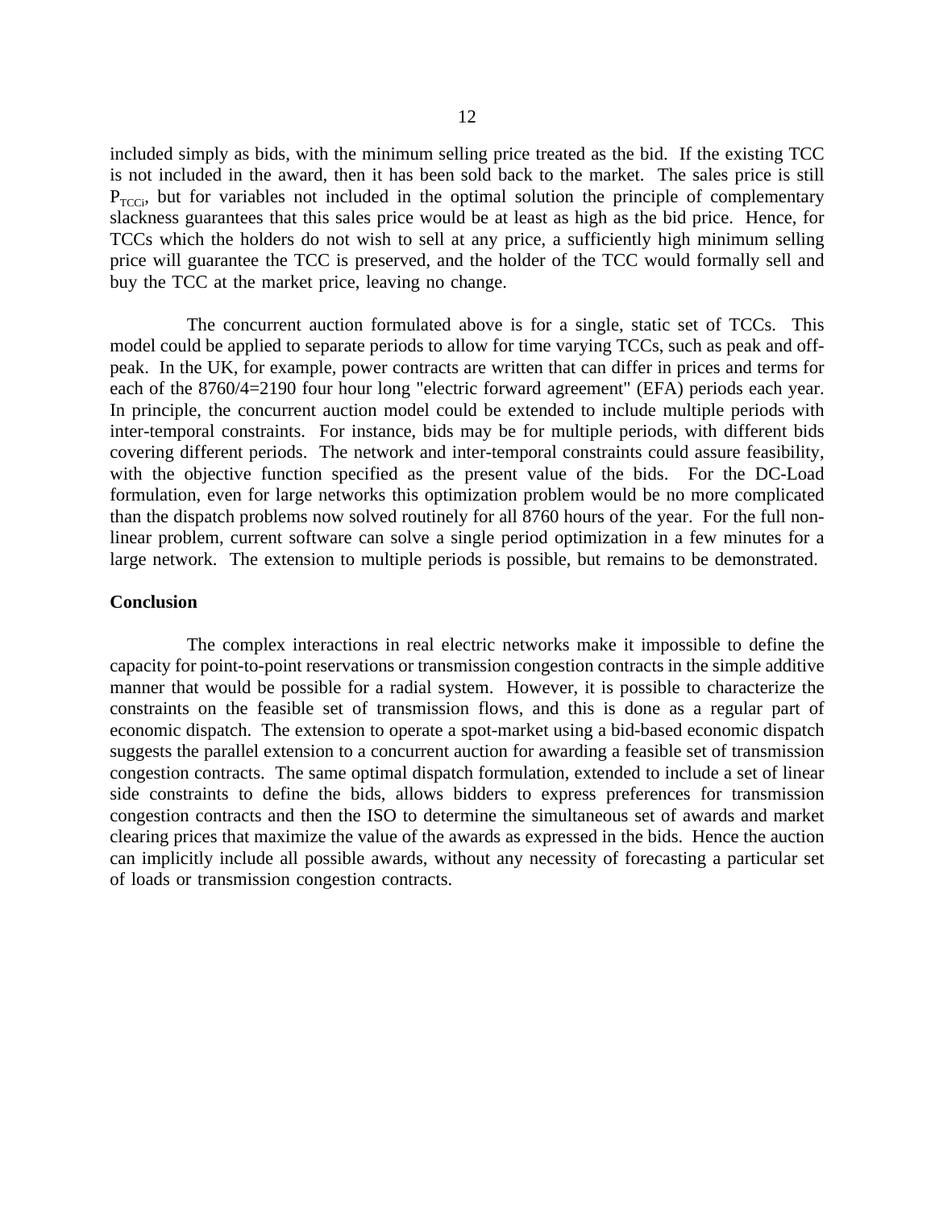included simply as bids, with the minimum selling price treated as the bid. If the existing TCC is not included in the award, then it has been sold back to the market. The sales price is still $P_{TCCi}$, but for variables not included in the optimal solution the principle of complementary slackness guarantees that this sales price would be at least as high as the bid price. Hence, for TCCs which the holders do not wish to sell at any price, a sufficiently high minimum selling price will guarantee the TCC is preserved, and the holder of the TCC would formally sell and buy the TCC at the market price, leaving no change.

The concurrent auction formulated above is for a single, static set of TCCs. This model could be applied to separate periods to allow for time varying TCCs, such as peak and off-peak. In the UK, for example, power contracts are written that can differ in prices and terms for each of the 8760/4=2190 four hour long "electric forward agreement" (EFA) periods each year. In principle, the concurrent auction model could be extended to include multiple periods with inter-temporal constraints. For instance, bids may be for multiple periods, with different bids covering different periods. The network and inter-temporal constraints could assure feasibility, with the objective function specified as the present value of the bids. For the DC-Load formulation, even for large networks this optimization problem would be no more complicated than the dispatch problems now solved routinely for all 8760 hours of the year. For the full non-linear problem, current software can solve a single period optimization in a few minutes for a large network. The extension to multiple periods is possible, but remains to be demonstrated.

## Conclusion

The complex interactions in real electric networks make it impossible to define the capacity for point-to-point reservations or transmission congestion contracts in the simple additive manner that would be possible for a radial system. However, it is possible to characterize the constraints on the feasible set of transmission flows, and this is done as a regular part of economic dispatch. The extension to operate a spot-market using a bid-based economic dispatch suggests the parallel extension to a concurrent auction for awarding a feasible set of transmission congestion contracts. The same optimal dispatch formulation, extended to include a set of linear side constraints to define the bids, allows bidders to express preferences for transmission congestion contracts and then the ISO to determine the simultaneous set of awards and market clearing prices that maximize the value of the awards as expressed in the bids. Hence the auction can implicitly include all possible awards, without any necessity of forecasting a particular set of loads or transmission congestion contracts.